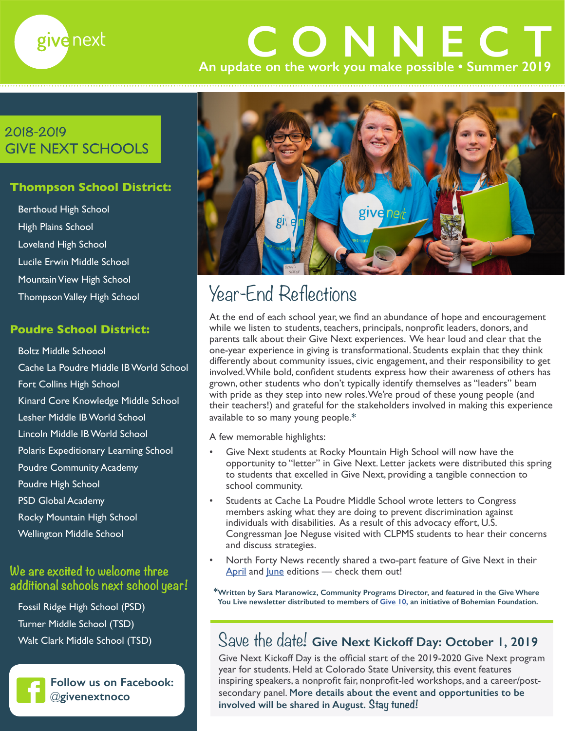give next

# CONNECT

An update on the work you make possible • Summer 2019

## 2018-2019 GIVE NEXT SCHOOLS

### Thompson School District:

- Berthoud High School
- High Plains School
- Loveland High School
- Lucile Erwin Middle School
- Mountain View High School
- Thompson Valley High School

### Poudre School District:

- Boltz Middle Schoool
- Cache La Poudre Middle IB World School
- Fort Collins High School
- Kinard Core Knowledge Middle School
- Lesher Middle IB World School
- Lincoln Middle IB World School
- Polaris Expeditionary Learning School
- Poudre Community Academy
- Poudre High School
- PSD Global Academy
- Rocky Mountain High School
- Wellington Middle School

### We are excited to welcome three additional schools next school year!

- Fossil Ridge High School (PSD)
- Turner Middle School (TSD)
- Walt Clark Middle School (TSD)

**Follow us on Facebook: @givenextnoco**

## Year-End Reflections

At the end of each school year, we find an abundance of hope and encouragement while we listen to students, teachers, principals, nonprofit leaders, donors, and parents talk about their Give Next experiences. We hear loud and clear that the one-year experience in giving is transformational. Students explain that they think differently about community issues, civic engagement, and their responsibility to get involved. While bold, confident students express how their awareness of others has grown, other students who don't typically identify themselves as "leaders" beam with pride as they step into new roles. We're proud of these young people (and their teachers!) and grateful for the stakeholders involved in making this experience available to so many young people.*

A few memorable highlights:

- Give Next students at Rocky Mountain High School will now have the opportunity to "letter" in Give Next. Letter jackets were distributed this spring to students that excelled in Give Next, providing a tangible connection to school community.
- Students at Cache La Poudre Middle School wrote letters to Congress members asking what they are doing to prevent discrimination against individuals with disabilities. As a result of this advocacy effort, U.S. Congressman Joe Neguse visited with CLPMS students to hear their concerns and discuss strategies.
- North Forty News recently shared a two-part feature of Give Next in their April and June editions — check them out!

***Written by Sara Maranowicz, Community Programs Director, and featured in the Give Where You Live newsletter distributed to members of Give 10, an initiative of Bohemian Foundation.**

## Save the date! Give Next Kickoff Day: October 1, 2019

Give Next Kickoff Day is the official start of the 2019-2020 Give Next program year for students. Held at Colorado State University, this event features inspiring speakers, a nonprofit fair, nonprofit-led workshops, and a career/post-secondary panel. **More details about the event and opportunities to be involved will be shared in August. Stay tuned!**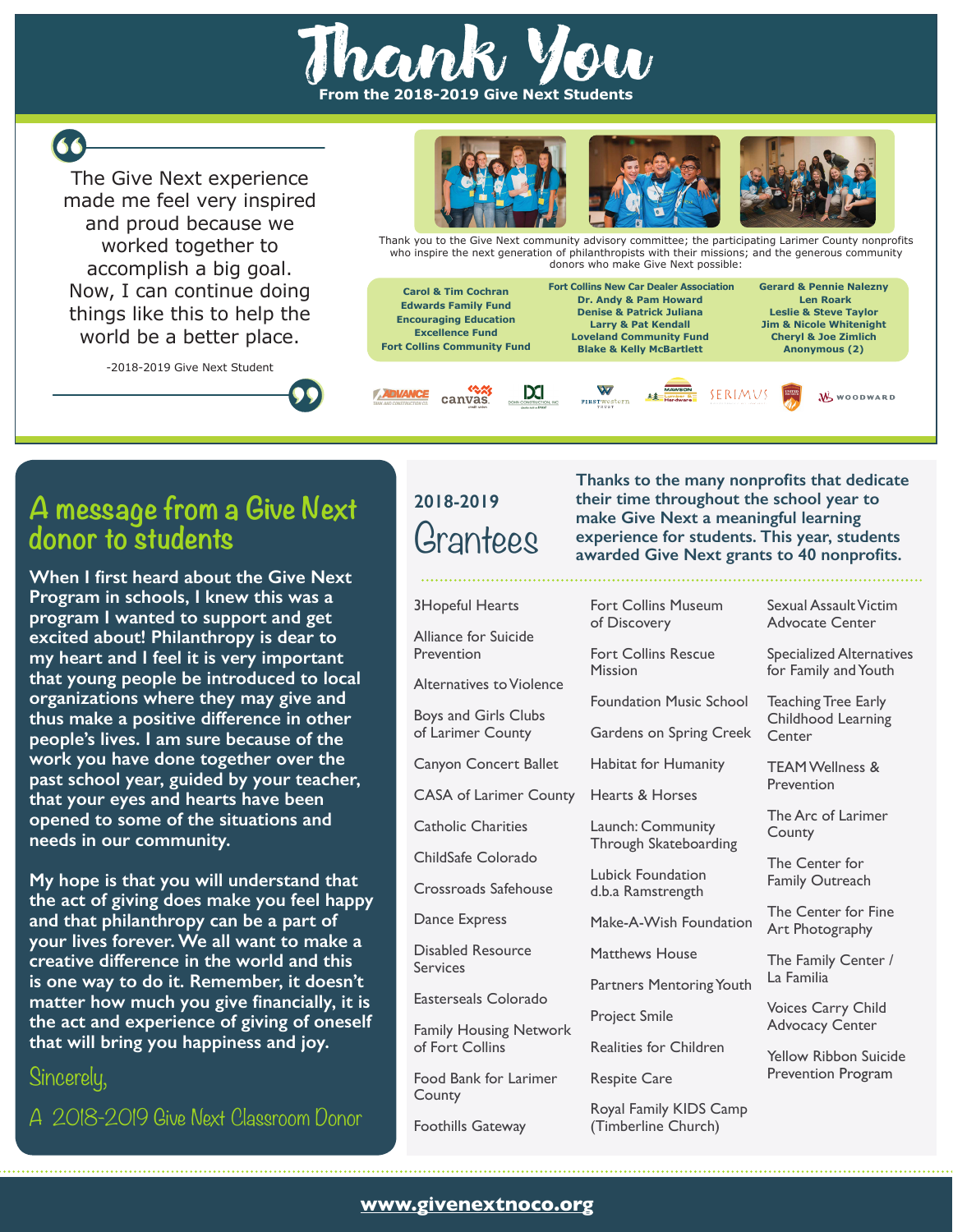# Thank You

**From the 2018-2019 Give Next Students**

> The Give Next experience made me feel very inspired and proud because we worked together to accomplish a big goal. Now, I can continue doing things like this to help the world be a better place.
>
> -2018-2019 Give Next Student

Thank you to the Give Next community advisory committee; the participating Larimer County nonprofits who inspire the next generation of philanthropists with their missions; and the generous community donors who make Give Next possible:

**Carol & Tim Cochran**
**Edwards Family Fund**
**Encouraging Education Excellence Fund**
**Fort Collins Community Fund**
**Fort Collins New Car Dealer Association**
**Dr. Andy & Pam Howard**
**Denise & Patrick Juliana**
**Larry & Pat Kendall**
**Loveland Community Fund**
**Blake & Kelly McBartlett**
**Gerard & Pennie Nalezny**
**Len Roark**
**Leslie & Steve Taylor**
**Jim & Nicole Whitenight**
**Cheryl & Joe Zimlich**
**Anonymous (2)**

## A message from a Give Next donor to students

**When I first heard about the Give Next Program in schools, I knew this was a program I wanted to support and get excited about! Philanthropy is dear to my heart and I feel it is very important that young people be introduced to local organizations where they may give and thus make a positive difference in other people's lives. I am sure because of the work you have done together over the past school year, guided by your teacher, that your eyes and hearts have been opened to some of the situations and needs in our community.**

**My hope is that you will understand that the act of giving does make you feel happy and that philanthropy can be a part of your lives forever. We all want to make a creative difference in the world and this is one way to do it. Remember, it doesn't matter how much you give financially, it is the act and experience of giving of oneself that will bring you happiness and joy.**

Sincerely,

A 2018-2019 Give Next Classroom Donor

## 2018-2019 Grantees

**Thanks to the many nonprofits that dedicate their time throughout the school year to make Give Next a meaningful learning experience for students. This year, students awarded Give Next grants to 40 nonprofits.**

- 3Hopeful Hearts
- Alliance for Suicide Prevention
- Alternatives to Violence
- Boys and Girls Clubs of Larimer County
- Canyon Concert Ballet
- CASA of Larimer County
- Catholic Charities
- ChildSafe Colorado
- Crossroads Safehouse
- Dance Express
- Disabled Resource Services
- Easterseals Colorado
- Family Housing Network of Fort Collins
- Food Bank for Larimer County
- Foothills Gateway
- Fort Collins Museum of Discovery
- Fort Collins Rescue Mission
- Foundation Music School
- Gardens on Spring Creek
- Habitat for Humanity
- Hearts & Horses
- Launch: Community Through Skateboarding
- Lubick Foundation d.b.a Ramstrength
- Make-A-Wish Foundation
- Matthews House
- Partners Mentoring Youth
- Project Smile
- Realities for Children
- Respite Care
- Royal Family KIDS Camp (Timberline Church)
- Sexual Assault Victim Advocate Center
- Specialized Alternatives for Family and Youth
- Teaching Tree Early Childhood Learning Center
- TEAM Wellness & Prevention
- The Arc of Larimer County
- The Center for Family Outreach
- The Center for Fine Art Photography
- The Family Center / La Familia
- Voices Carry Child Advocacy Center
- Yellow Ribbon Suicide Prevention Program

**www.givenextnoco.org**